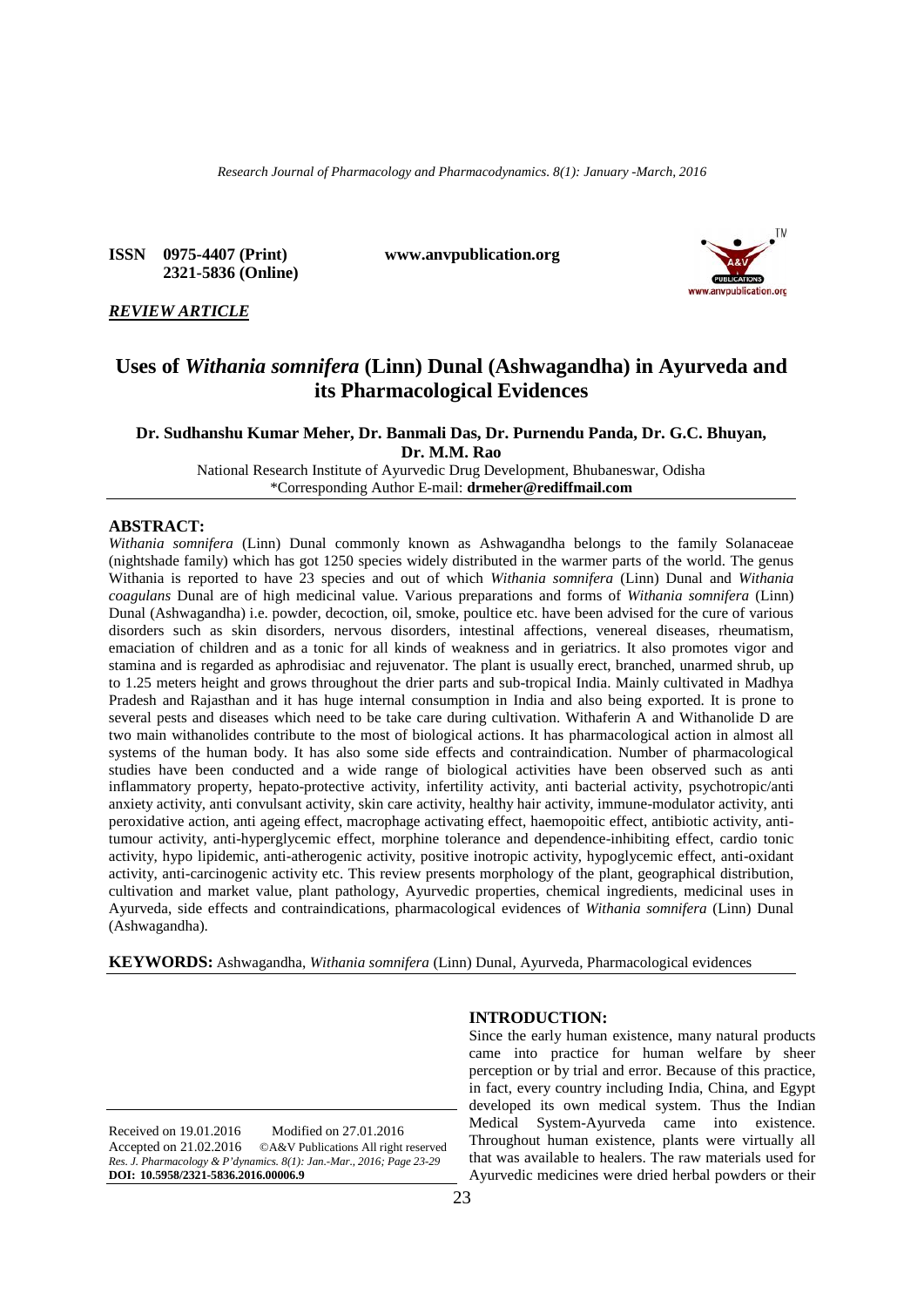**ISSN 0975-4407 (Print)**
**2321-5836 (Online)**

**www.anvpublication.org**

***REVIEW ARTICLE***

# Uses of *Withania somnifera* (Linn) Dunal (Ashwagandha) in Ayurveda and its Pharmacological Evidences

**Dr. Sudhanshu Kumar Meher, Dr. Banmali Das, Dr. Purnendu Panda, Dr. G.C. Bhuyan, Dr. M.M. Rao**

National Research Institute of Ayurvedic Drug Development, Bhubaneswar, Odisha
*Corresponding Author E-mail: **drmeher@rediffmail.com**

## ABSTRACT:

*Withania somnifera* (Linn) Dunal commonly known as Ashwagandha belongs to the family Solanaceae (nightshade family) which has got 1250 species widely distributed in the warmer parts of the world. The genus Withania is reported to have 23 species and out of which *Withania somnifera* (Linn) Dunal and *Withania coagulans* Dunal are of high medicinal value. Various preparations and forms of *Withania somnifera* (Linn) Dunal (Ashwagandha) i.e. powder, decoction, oil, smoke, poultice etc. have been advised for the cure of various disorders such as skin disorders, nervous disorders, intestinal affections, venereal diseases, rheumatism, emaciation of children and as a tonic for all kinds of weakness and in geriatrics. It also promotes vigor and stamina and is regarded as aphrodisiac and rejuvenator. The plant is usually erect, branched, unarmed shrub, up to 1.25 meters height and grows throughout the drier parts and sub-tropical India. Mainly cultivated in Madhya Pradesh and Rajasthan and it has huge internal consumption in India and also being exported. It is prone to several pests and diseases which need to be take care during cultivation. Withaferin A and Withanolide D are two main withanolides contribute to the most of biological actions. It has pharmacological action in almost all systems of the human body. It has also some side effects and contraindication. Number of pharmacological studies have been conducted and a wide range of biological activities have been observed such as anti inflammatory property, hepato-protective activity, infertility activity, anti bacterial activity, psychotropic/anti anxiety activity, anti convulsant activity, skin care activity, healthy hair activity, immune-modulator activity, anti peroxidative action, anti ageing effect, macrophage activating effect, haemopoitic effect, antibiotic activity, anti-tumour activity, anti-hyperglycemic effect, morphine tolerance and dependence-inhibiting effect, cardio tonic activity, hypo lipidemic, anti-atherogenic activity, positive inotropic activity, hypoglycemic effect, anti-oxidant activity, anti-carcinogenic activity etc. This review presents morphology of the plant, geographical distribution, cultivation and market value, plant pathology, Ayurvedic properties, chemical ingredients, medicinal uses in Ayurveda, side effects and contraindications, pharmacological evidences of *Withania somnifera* (Linn) Dunal (Ashwagandha).

**KEYWORDS:** Ashwagandha, *Withania somnifera* (Linn) Dunal, Ayurveda, Pharmacological evidences

## INTRODUCTION:

Since the early human existence, many natural products came into practice for human welfare by sheer perception or by trial and error. Because of this practice, in fact, every country including India, China, and Egypt developed its own medical system. Thus the Indian Medical System-Ayurveda came into existence. Throughout human existence, plants were virtually all that was available to healers. The raw materials used for Ayurvedic medicines were dried herbal powders or their

Received on 19.01.2016 Modified on 27.01.2016
Accepted on 21.02.2016 ©A&V Publications All right reserved
*Res. J. Pharmacology & P'dynamics. 8(1): Jan.-Mar., 2016; Page 23-29*
**DOI: 10.5958/2321-5836.2016.00006.9**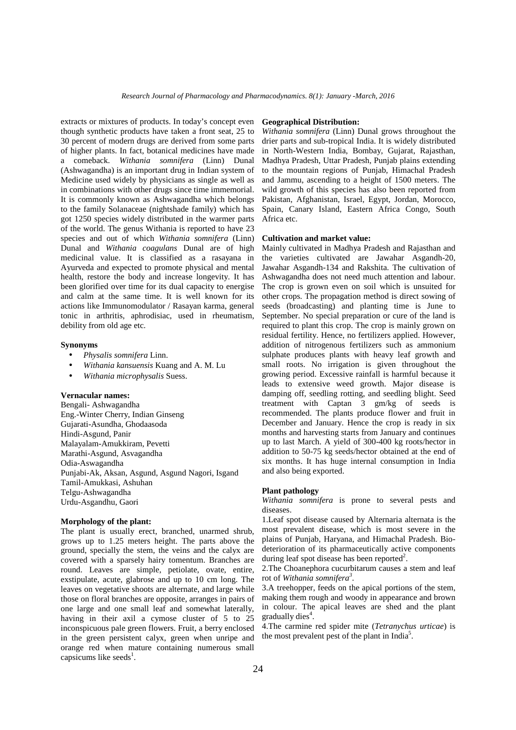extracts or mixtures of products. In today's concept even though synthetic products have taken a front seat, 25 to 30 percent of modern drugs are derived from some parts of higher plants. In fact, botanical medicines have made a comeback. *Withania somnifera* (Linn) Dunal (Ashwagandha) is an important drug in Indian system of Medicine used widely by physicians as single as well as in combinations with other drugs since time immemorial. It is commonly known as Ashwagandha which belongs to the family Solanaceae (nightshade family) which has got 1250 species widely distributed in the warmer parts of the world. The genus Withania is reported to have 23 species and out of which *Withania somnifera* (Linn) Dunal and *Withania coagulans* Dunal are of high medicinal value. It is classified as a rasayana in Ayurveda and expected to promote physical and mental health, restore the body and increase longevity. It has been glorified over time for its dual capacity to energise and calm at the same time. It is well known for its actions like Immunomodulator / Rasayan karma, general tonic in arthritis, aphrodisiac, used in rheumatism, debility from old age etc.

**Synonyms**

- *Physalis somnifera* Linn.
- *Withania kansuensis* Kuang and A. M. Lu
- *Withania microphysalis* Suess.

**Vernacular names:**

Bengali- Ashwagandha
Eng.-Winter Cherry, Indian Ginseng
Gujarati-Asundha, Ghodaasoda
Hindi-Asgund, Panir
Malayalam-Amukkiram, Pevetti
Marathi-Asgund, Asvagandha
Odia-Aswagandha
Punjabi-Ak, Aksan, Asgund, Asgund Nagori, Isgand
Tamil-Amukkasi, Ashuhan
Telgu-Ashwagandha
Urdu-Asgandhu, Gaori

**Morphology of the plant:**

The plant is usually erect, branched, unarmed shrub, grows up to 1.25 meters height. The parts above the ground, specially the stem, the veins and the calyx are covered with a sparsely hairy tomentum. Branches are round. Leaves are simple, petiolate, ovate, entire, exstipulate, acute, glabrose and up to 10 cm long. The leaves on vegetative shoots are alternate, and large while those on floral branches are opposite, arranges in pairs of one large and one small leaf and somewhat laterally, having in their axil a cymose cluster of 5 to 25 inconspicuous pale green flowers. Fruit, a berry enclosed in the green persistent calyx, green when unripe and orange red when mature containing numerous small capsicums like seeds[1].

**Geographical Distribution:**

*Withania somnifera* (Linn) Dunal grows throughout the drier parts and sub-tropical India. It is widely distributed in North-Western India, Bombay, Gujarat, Rajasthan, Madhya Pradesh, Uttar Pradesh, Punjab plains extending to the mountain regions of Punjab, Himachal Pradesh and Jammu, ascending to a height of 1500 meters. The wild growth of this species has also been reported from Pakistan, Afghanistan, Israel, Egypt, Jordan, Morocco, Spain, Canary Island, Eastern Africa Congo, South Africa etc.

**Cultivation and market value:**

Mainly cultivated in Madhya Pradesh and Rajasthan and the varieties cultivated are Jawahar Asgandh-20, Jawahar Asgandh-134 and Rakshita. The cultivation of Ashwagandha does not need much attention and labour. The crop is grown even on soil which is unsuited for other crops. The propagation method is direct sowing of seeds (broadcasting) and planting time is June to September. No special preparation or cure of the land is required to plant this crop. The crop is mainly grown on residual fertility. Hence, no fertilizers applied. However, addition of nitrogenous fertilizers such as ammonium sulphate produces plants with heavy leaf growth and small roots. No irrigation is given throughout the growing period. Excessive rainfall is harmful because it leads to extensive weed growth. Major disease is damping off, seedling rotting, and seedling blight. Seed treatment with Captan 3 gm/kg of seeds is recommended. The plants produce flower and fruit in December and January. Hence the crop is ready in six months and harvesting starts from January and continues up to last March. A yield of 300-400 kg roots/hector in addition to 50-75 kg seeds/hector obtained at the end of six months. It has huge internal consumption in India and also being exported.

**Plant pathology**

*Withania somnifera* is prone to several pests and diseases.

1.Leaf spot disease caused by Alternaria alternata is the most prevalent disease, which is most severe in the plains of Punjab, Haryana, and Himachal Pradesh. Bio-deterioration of its pharmaceutically active components during leaf spot disease has been reported[2].

2.The Choanephora cucurbitarum causes a stem and leaf rot of *Withania somnifera*[3].

3.A treehopper, feeds on the apical portions of the stem, making them rough and woody in appearance and brown in colour. The apical leaves are shed and the plant gradually dies[4].

4.The carmine red spider mite (*Tetranychus urticae*) is the most prevalent pest of the plant in India[5].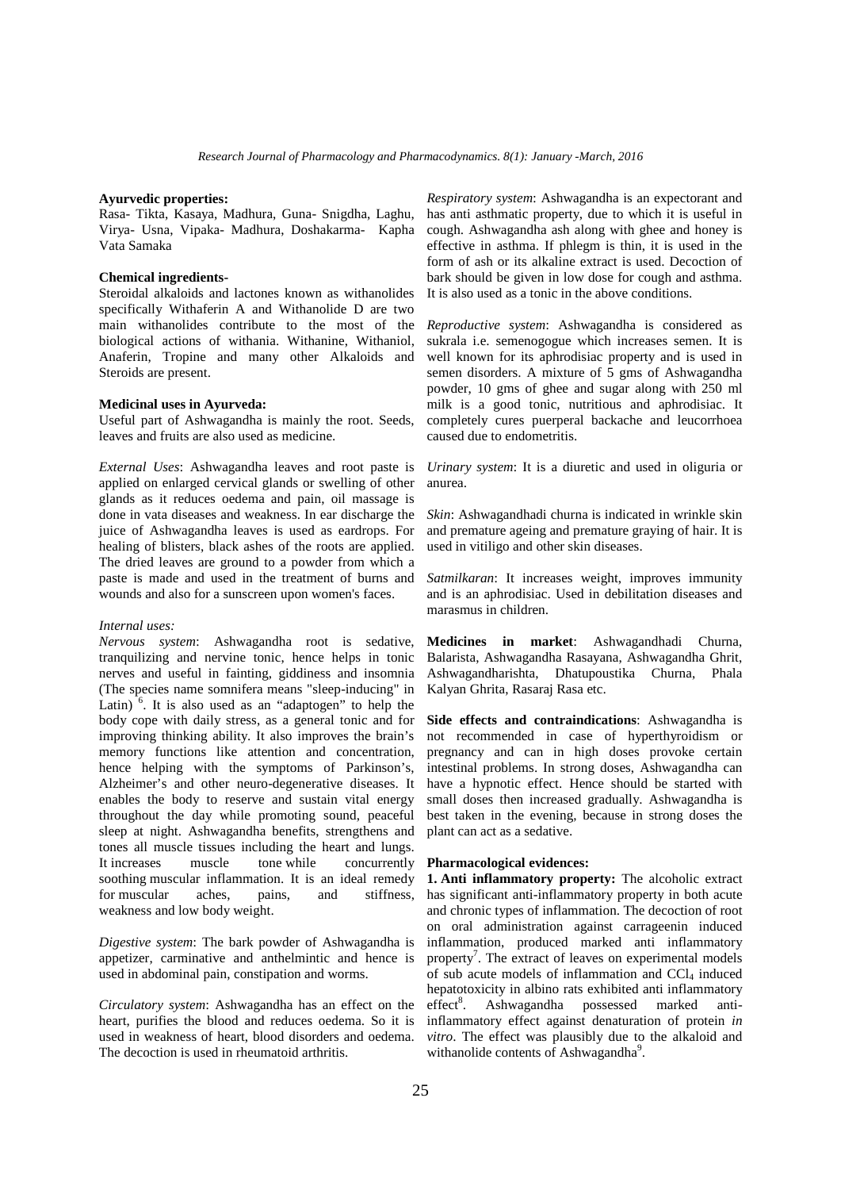**Ayurvedic properties:**

Rasa- Tikta, Kasaya, Madhura, Guna- Snigdha, Laghu, Virya- Usna, Vipaka- Madhura, Doshakarma- Kapha Vata Samaka

**Chemical ingredients-**

Steroidal alkaloids and lactones known as withanolides specifically Withaferin A and Withanolide D are two main withanolides contribute to the most of the biological actions of withania. Withanine, Withaniol, Anaferin, Tropine and many other Alkaloids and Steroids are present.

**Medicinal uses in Ayurveda:**

Useful part of Ashwagandha is mainly the root. Seeds, leaves and fruits are also used as medicine.

*External Uses*: Ashwagandha leaves and root paste is applied on enlarged cervical glands or swelling of other glands as it reduces oedema and pain, oil massage is done in vata diseases and weakness. In ear discharge the juice of Ashwagandha leaves is used as eardrops. For healing of blisters, black ashes of the roots are applied. The dried leaves are ground to a powder from which a paste is made and used in the treatment of burns and wounds and also for a sunscreen upon women's faces.

*Internal uses:*

*Nervous system*: Ashwagandha root is sedative, tranquilizing and nervine tonic, hence helps in tonic nerves and useful in fainting, giddiness and insomnia (The species name somnifera means "sleep-inducing" in Latin) [6]. It is also used as an "adaptogen" to help the body cope with daily stress, as a general tonic and for improving thinking ability. It also improves the brain's memory functions like attention and concentration, hence helping with the symptoms of Parkinson's, Alzheimer's and other neuro-degenerative diseases. It enables the body to reserve and sustain vital energy throughout the day while promoting sound, peaceful sleep at night. Ashwagandha benefits, strengthens and tones all muscle tissues including the heart and lungs. It increases muscle tone while concurrently soothing muscular inflammation. It is an ideal remedy for muscular aches, pains, and stiffness, weakness and low body weight.

*Digestive system*: The bark powder of Ashwagandha is appetizer, carminative and anthelmintic and hence is used in abdominal pain, constipation and worms.

*Circulatory system*: Ashwagandha has an effect on the heart, purifies the blood and reduces oedema. So it is used in weakness of heart, blood disorders and oedema. The decoction is used in rheumatoid arthritis.

*Respiratory system*: Ashwagandha is an expectorant and has anti asthmatic property, due to which it is useful in cough. Ashwagandha ash along with ghee and honey is effective in asthma. If phlegm is thin, it is used in the form of ash or its alkaline extract is used. Decoction of bark should be given in low dose for cough and asthma. It is also used as a tonic in the above conditions.

*Reproductive system*: Ashwagandha is considered as sukrala i.e. semenogogue which increases semen. It is well known for its aphrodisiac property and is used in semen disorders. A mixture of 5 gms of Ashwagandha powder, 10 gms of ghee and sugar along with 250 ml milk is a good tonic, nutritious and aphrodisiac. It completely cures puerperal backache and leucorrhoea caused due to endometritis.

*Urinary system*: It is a diuretic and used in oliguria or anurea.

*Skin*: Ashwagandhadi churna is indicated in wrinkle skin and premature ageing and premature graying of hair. It is used in vitiligo and other skin diseases.

*Satmilkaran*: It increases weight, improves immunity and is an aphrodisiac. Used in debilitation diseases and marasmus in children.

**Medicines in market**: Ashwagandhadi Churna, Balarista, Ashwagandha Rasayana, Ashwagandha Ghrit, Ashwagandharishta, Dhatupoustika Churna, Phala Kalyan Ghrita, Rasaraj Rasa etc.

**Side effects and contraindications**: Ashwagandha is not recommended in case of hyperthyroidism or pregnancy and can in high doses provoke certain intestinal problems. In strong doses, Ashwagandha can have a hypnotic effect. Hence should be started with small doses then increased gradually. Ashwagandha is best taken in the evening, because in strong doses the plant can act as a sedative.

**Pharmacological evidences:**

**1. Anti inflammatory property:** The alcoholic extract has significant anti-inflammatory property in both acute and chronic types of inflammation. The decoction of root on oral administration against carrageenin induced inflammation, produced marked anti inflammatory property[7]. The extract of leaves on experimental models of sub acute models of inflammation and $CCl_4$ induced hepatotoxicity in albino rats exhibited anti inflammatory effect[8]. Ashwagandha possessed marked anti-inflammatory effect against denaturation of protein *in vitro*. The effect was plausibly due to the alkaloid and withanolide contents of Ashwagandha[9].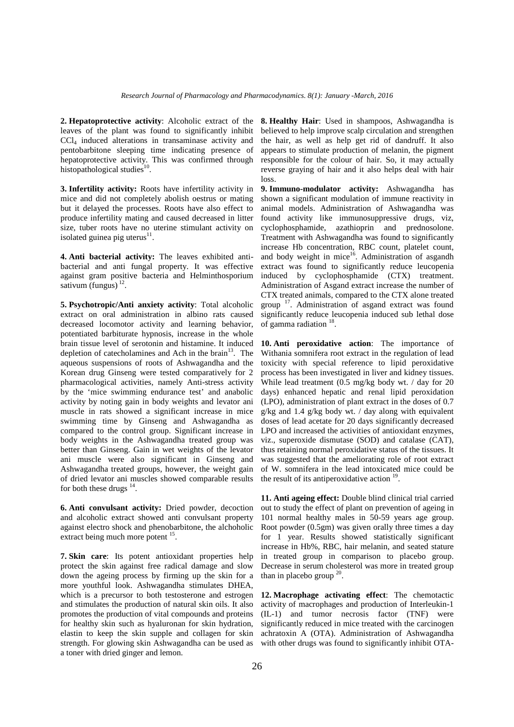**2. Hepatoprotective activity**: Alcoholic extract of the leaves of the plant was found to significantly inhibit $CCl_4$ induced alterations in transaminase activity and pentobarbitone sleeping time indicating presence of hepatoprotective activity. This was confirmed through histopathological studies[10].

**3. Infertility activity:** Roots have infertility activity in mice and did not completely abolish oestrus or mating but it delayed the processes. Roots have also effect to produce infertility mating and caused decreased in litter size, tuber roots have no uterine stimulant activity on isolated guinea pig uterus[11].

**4. Anti bacterial activity:** The leaves exhibited anti-bacterial and anti fungal property. It was effective against gram positive bacteria and Helminthosporium sativum (fungus)[12].

**5. Psychotropic/Anti anxiety activity**: Total alcoholic extract on oral administration in albino rats caused decreased locomotor activity and learning behavior, potentiated barbiturate hypnosis, increase in the whole brain tissue level of serotonin and histamine. It induced depletion of catecholamines and Ach in the brain[13]. The aqueous suspensions of roots of Ashwagandha and the Korean drug Ginseng were tested comparatively for 2 pharmacological activities, namely Anti-stress activity by the 'mice swimming endurance test' and anabolic activity by noting gain in body weights and levator ani muscle in rats showed a significant increase in mice swimming time by Ginseng and Ashwagandha as compared to the control group. Significant increase in body weights in the Ashwagandha treated group was better than Ginseng. Gain in wet weights of the levator ani muscle were also significant in Ginseng and Ashwagandha treated groups, however, the weight gain of dried levator ani muscles showed comparable results for both these drugs[14].

**6. Anti convulsant activity:** Dried powder, decoction and alcoholic extract showed anti convulsant property against electro shock and phenobarbitone, the alchoholic extract being much more potent[15].

**7. Skin care**: Its potent antioxidant properties help protect the skin against free radical damage and slow down the ageing process by firming up the skin for a more youthful look. Ashwagandha stimulates DHEA, which is a precursor to both testosterone and estrogen and stimulates the production of natural skin oils. It also promotes the production of vital compounds and proteins for healthy skin such as hyaluronan for skin hydration, elastin to keep the skin supple and collagen for skin strength. For glowing skin Ashwagandha can be used as a toner with dried ginger and lemon.

**8. Healthy Hair**: Used in shampoos, Ashwagandha is believed to help improve scalp circulation and strengthen the hair, as well as help get rid of dandruff. It also appears to stimulate production of melanin, the pigment responsible for the colour of hair. So, it may actually reverse graying of hair and it also helps deal with hair loss.

**9. Immuno-modulator activity:** Ashwagandha has shown a significant modulation of immune reactivity in animal models. Administration of Ashwagandha was found activity like immunosuppressive drugs, viz, cyclophosphamide, azathioprin and prednosolone. Treatment with Ashwagandha was found to significantly increase Hb concentration, RBC count, platelet count, and body weight in mice[16]. Administration of asgandh extract was found to significantly reduce leucopenia induced by cyclophosphamide (CTX) treatment. Administration of Asgand extract increase the number of CTX treated animals, compared to the CTX alone treated group[17]. Administration of asgand extract was found significantly reduce leucopenia induced sub lethal dose of gamma radiation[18].

**10. Anti peroxidative action**: The importance of Withania somnifera root extract in the regulation of lead toxicity with special reference to lipid peroxidative process has been investigated in liver and kidney tissues. While lead treatment (0.5 mg/kg body wt. / day for 20 days) enhanced hepatic and renal lipid peroxidation (LPO), administration of plant extract in the doses of 0.7 g/kg and 1.4 g/kg body wt. / day along with equivalent doses of lead acetate for 20 days significantly decreased LPO and increased the activities of antioxidant enzymes, viz., superoxide dismutase (SOD) and catalase (CAT), thus retaining normal peroxidative status of the tissues. It was suggested that the ameliorating role of root extract of W. somnifera in the lead intoxicated mice could be the result of its antiperoxidative action[19].

**11. Anti ageing effect:** Double blind clinical trial carried out to study the effect of plant on prevention of ageing in 101 normal healthy males in 50-59 years age group. Root powder (0.5gm) was given orally three times a day for 1 year. Results showed statistically significant increase in Hb%, RBC, hair melanin, and seated stature in treated group in comparison to placebo group. Decrease in serum cholesterol was more in treated group than in placebo group[20].

**12. Macrophage activating effect**: The chemotactic activity of macrophages and production of Interleukin-1 (IL-1) and tumor necrosis factor (TNF) were significantly reduced in mice treated with the carcinogen achratoxin A (OTA). Administration of Ashwagandha with other drugs was found to significantly inhibit OTA-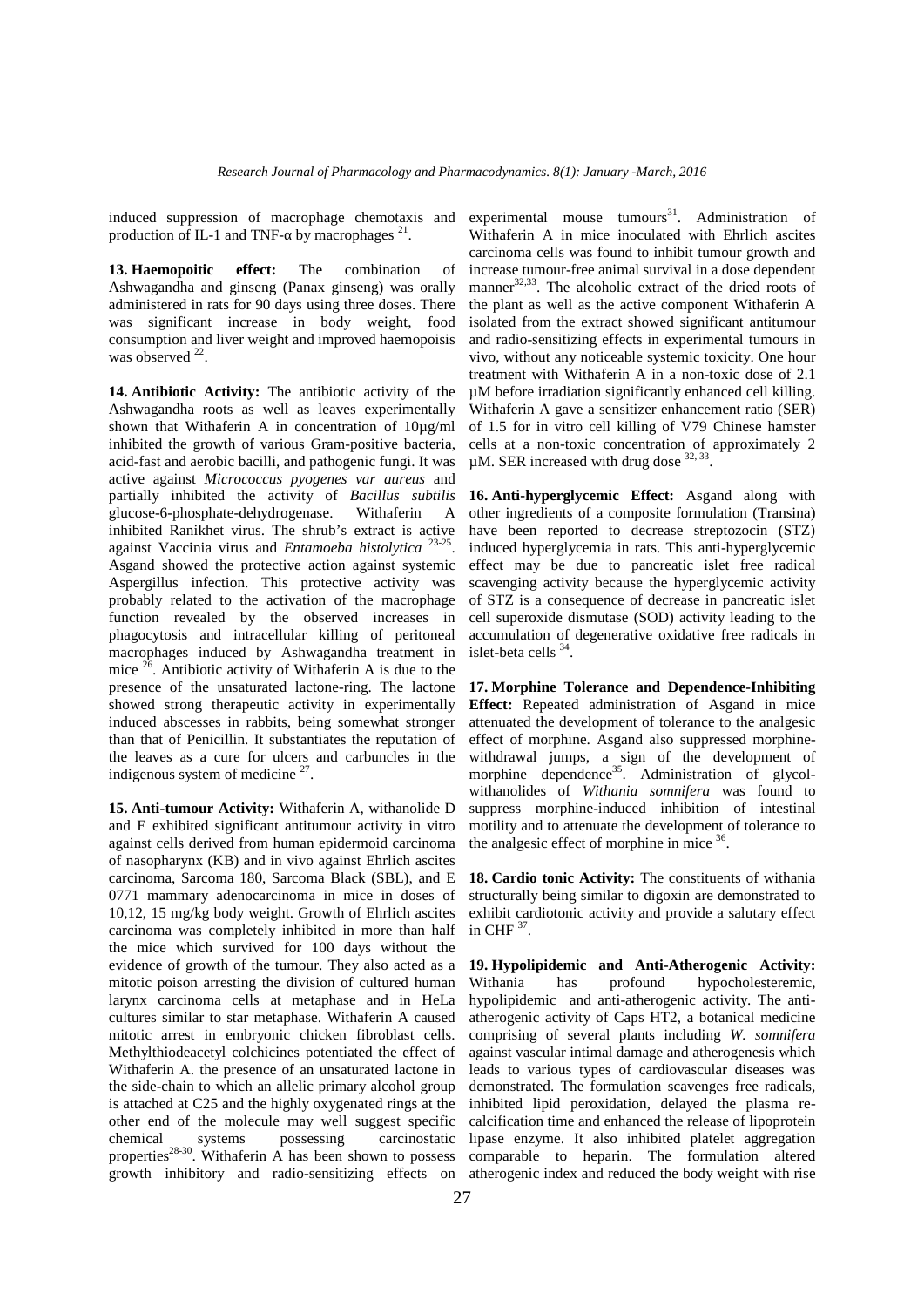induced suppression of macrophage chemotaxis and production of IL-1 and TNF-α by macrophages [21].

**13. Haemopoitic effect:** The combination of Ashwagandha and ginseng (Panax ginseng) was orally administered in rats for 90 days using three doses. There was significant increase in body weight, food consumption and liver weight and improved haemopoisis was observed [22].

**14. Antibiotic Activity:** The antibiotic activity of the Ashwagandha roots as well as leaves experimentally shown that Withaferin A in concentration of 10µg/ml inhibited the growth of various Gram-positive bacteria, acid-fast and aerobic bacilli, and pathogenic fungi. It was active against *Micrococcus pyogenes var aureus* and partially inhibited the activity of *Bacillus subtilis* glucose-6-phosphate-dehydrogenase. Withaferin A inhibited Ranikhet virus. The shrub's extract is active against Vaccinia virus and *Entamoeba histolytica* [23-25]. Asgand showed the protective action against systemic Aspergillus infection. This protective activity was probably related to the activation of the macrophage function revealed by the observed increases in phagocytosis and intracellular killing of peritoneal macrophages induced by Ashwagandha treatment in mice [26]. Antibiotic activity of Withaferin A is due to the presence of the unsaturated lactone-ring. The lactone showed strong therapeutic activity in experimentally induced abscesses in rabbits, being somewhat stronger than that of Penicillin. It substantiates the reputation of the leaves as a cure for ulcers and carbuncles in the indigenous system of medicine [27].

**15. Anti-tumour Activity:** Withaferin A, withanolide D and E exhibited significant antitumour activity in vitro against cells derived from human epidermoid carcinoma of nasopharynx (KB) and in vivo against Ehrlich ascites carcinoma, Sarcoma 180, Sarcoma Black (SBL), and E 0771 mammary adenocarcinoma in mice in doses of 10,12, 15 mg/kg body weight. Growth of Ehrlich ascites carcinoma was completely inhibited in more than half the mice which survived for 100 days without the evidence of growth of the tumour. They also acted as a mitotic poison arresting the division of cultured human larynx carcinoma cells at metaphase and in HeLa cultures similar to star metaphase. Withaferin A caused mitotic arrest in embryonic chicken fibroblast cells. Methylthiodeacetyl colchicines potentiated the effect of Withaferin A. the presence of an unsaturated lactone in the side-chain to which an allelic primary alcohol group is attached at C25 and the highly oxygenated rings at the other end of the molecule may well suggest specific chemical systems possessing carcinostatic properties[28-30]. Withaferin A has been shown to possess growth inhibitory and radio-sensitizing effects on experimental mouse tumours[31]. Administration of Withaferin A in mice inoculated with Ehrlich ascites carcinoma cells was found to inhibit tumour growth and increase tumour-free animal survival in a dose dependent manner[32,33]. The alcoholic extract of the dried roots of the plant as well as the active component Withaferin A isolated from the extract showed significant antitumour and radio-sensitizing effects in experimental tumours in vivo, without any noticeable systemic toxicity. One hour treatment with Withaferin A in a non-toxic dose of 2.1 µM before irradiation significantly enhanced cell killing. Withaferin A gave a sensitizer enhancement ratio (SER) of 1.5 for in vitro cell killing of V79 Chinese hamster cells at a non-toxic concentration of approximately 2 µM. SER increased with drug dose [32, 33].

**16. Anti-hyperglycemic Effect:** Asgand along with other ingredients of a composite formulation (Transina) have been reported to decrease streptozocin (STZ) induced hyperglycemia in rats. This anti-hyperglycemic effect may be due to pancreatic islet free radical scavenging activity because the hyperglycemic activity of STZ is a consequence of decrease in pancreatic islet cell superoxide dismutase (SOD) activity leading to the accumulation of degenerative oxidative free radicals in islet-beta cells [34].

**17. Morphine Tolerance and Dependence-Inhibiting Effect:** Repeated administration of Asgand in mice attenuated the development of tolerance to the analgesic effect of morphine. Asgand also suppressed morphine-withdrawal jumps, a sign of the development of morphine dependence[35]. Administration of glycol-withanolides of *Withania somnifera* was found to suppress morphine-induced inhibition of intestinal motility and to attenuate the development of tolerance to the analgesic effect of morphine in mice [36].

**18. Cardio tonic Activity:** The constituents of withania structurally being similar to digoxin are demonstrated to exhibit cardiotonic activity and provide a salutary effect in CHF [37].

**19. Hypolipidemic and Anti-Atherogenic Activity:** Withania has profound hypocholesteremic, hypolipidemic and anti-atherogenic activity. The anti-atherogenic activity of Caps HT2, a botanical medicine comprising of several plants including *W. somnifera* against vascular intimal damage and atherogenesis which leads to various types of cardiovascular diseases was demonstrated. The formulation scavenges free radicals, inhibited lipid peroxidation, delayed the plasma re-calcification time and enhanced the release of lipoprotein lipase enzyme. It also inhibited platelet aggregation comparable to heparin. The formulation altered atherogenic index and reduced the body weight with rise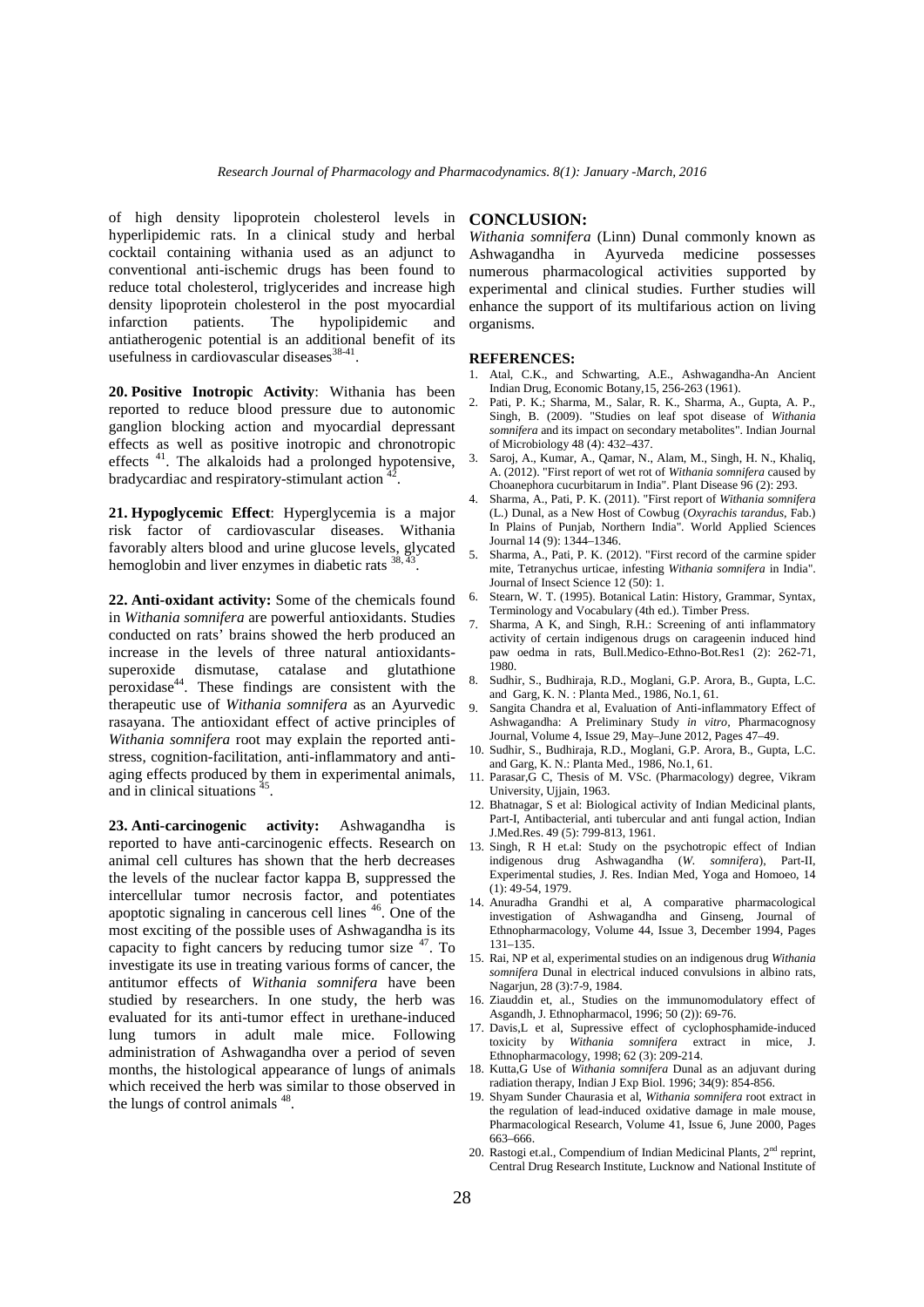of high density lipoprotein cholesterol levels in hyperlipidemic rats. In a clinical study and herbal cocktail containing withania used as an adjunct to conventional anti-ischemic drugs has been found to reduce total cholesterol, triglycerides and increase high density lipoprotein cholesterol in the post myocardial infarction patients. The hypolipidemic and antiatherogenic potential is an additional benefit of its usefulness in cardiovascular diseases[38-41].

**20. Positive Inotropic Activity**: Withania has been reported to reduce blood pressure due to autonomic ganglion blocking action and myocardial depressant effects as well as positive inotropic and chronotropic effects [41]. The alkaloids had a prolonged hypotensive, bradycardiac and respiratory-stimulant action [42].

**21. Hypoglycemic Effect**: Hyperglycemia is a major risk factor of cardiovascular diseases. Withania favorably alters blood and urine glucose levels, glycated hemoglobin and liver enzymes in diabetic rats [38, 43].

**22. Anti-oxidant activity:** Some of the chemicals found in *Withania somnifera* are powerful antioxidants. Studies conducted on rats' brains showed the herb produced an increase in the levels of three natural antioxidants- superoxide dismutase, catalase and glutathione peroxidase[44]. These findings are consistent with the therapeutic use of *Withania somnifera* as an Ayurvedic rasayana. The antioxidant effect of active principles of *Withania somnifera* root may explain the reported anti-stress, cognition-facilitation, anti-inflammatory and anti-aging effects produced by them in experimental animals, and in clinical situations [45].

**23. Anti-carcinogenic activity:** Ashwagandha is reported to have anti-carcinogenic effects. Research on animal cell cultures has shown that the herb decreases the levels of the nuclear factor kappa B, suppressed the intercellular tumor necrosis factor, and potentiates apoptotic signaling in cancerous cell lines [46]. One of the most exciting of the possible uses of Ashwagandha is its capacity to fight cancers by reducing tumor size [47]. To investigate its use in treating various forms of cancer, the antitumor effects of *Withania somnifera* have been studied by researchers. In one study, the herb was evaluated for its anti-tumor effect in urethane-induced lung tumors in adult male mice. Following administration of Ashwagandha over a period of seven months, the histological appearance of lungs of animals which received the herb was similar to those observed in the lungs of control animals [48].

## CONCLUSION:

*Withania somnifera* (Linn) Dunal commonly known as Ashwagandha in Ayurveda medicine possesses numerous pharmacological activities supported by experimental and clinical studies. Further studies will enhance the support of its multifarious action on living organisms.

## REFERENCES:

1. Atal, C.K., and Schwarting, A.E., Ashwagandha-An Ancient Indian Drug, Economic Botany,15, 256-263 (1961).
2. Pati, P. K.; Sharma, M., Salar, R. K., Sharma, A., Gupta, A. P., Singh, B. (2009). "Studies on leaf spot disease of *Withania somnifera* and its impact on secondary metabolites". Indian Journal of Microbiology 48 (4): 432–437.
3. Saroj, A., Kumar, A., Qamar, N., Alam, M., Singh, H. N., Khaliq, A. (2012). "First report of wet rot of *Withania somnifera* caused by Choanephora cucurbitarum in India". Plant Disease 96 (2): 293.
4. Sharma, A., Pati, P. K. (2011). "First report of *Withania somnifera* (L.) Dunal, as a New Host of Cowbug (*Oxyrachis tarandus*, Fab.) In Plains of Punjab, Northern India". World Applied Sciences Journal 14 (9): 1344–1346.
5. Sharma, A., Pati, P. K. (2012). "First record of the carmine spider mite, Tetranychus urticae, infesting *Withania somnifera* in India". Journal of Insect Science 12 (50): 1.
6. Stearn, W. T. (1995). Botanical Latin: History, Grammar, Syntax, Terminology and Vocabulary (4th ed.). Timber Press.
7. Sharma, A K, and Singh, R.H.: Screening of anti inflammatory activity of certain indigenous drugs on carageenin induced hind paw oedma in rats, Bull.Medico-Ethno-Bot.Res1 (2): 262-71, 1980.
8. Sudhir, S., Budhiraja, R.D., Moglani, G.P. Arora, B., Gupta, L.C. and Garg, K. N. : Planta Med., 1986, No.1, 61.
9. Sangita Chandra et al, Evaluation of Anti-inflammatory Effect of Ashwagandha: A Preliminary Study *in vitro*, Pharmacognosy Journal, Volume 4, Issue 29, May–June 2012, Pages 47–49.
10. Sudhir, S., Budhiraja, R.D., Moglani, G.P. Arora, B., Gupta, L.C. and Garg, K. N.: Planta Med., 1986, No.1, 61.
11. Parasar,G C, Thesis of M. VSc. (Pharmacology) degree, Vikram University, Ujjain, 1963.
12. Bhatnagar, S et al: Biological activity of Indian Medicinal plants, Part-I, Antibacterial, anti tubercular and anti fungal action, Indian J.Med.Res. 49 (5): 799-813, 1961.
13. Singh, R H et.al: Study on the psychotropic effect of Indian indigenous drug Ashwagandha (*W. somnifera*), Part-II, Experimental studies, J. Res. Indian Med, Yoga and Homoeo, 14 (1): 49-54, 1979.
14. Anuradha Grandhi et al, A comparative pharmacological investigation of Ashwagandha and Ginseng, Journal of Ethnopharmacology, Volume 44, Issue 3, December 1994, Pages 131–135.
15. Rai, NP et al, experimental studies on an indigenous drug *Withania somnifera* Dunal in electrical induced convulsions in albino rats, Nagarjun, 28 (3):7-9, 1984.
16. Ziauddin et, al., Studies on the immunomodulatory effect of Asgandh, J. Ethnopharmacol, 1996; 50 (2)): 69-76.
17. Davis,L et al, Supressive effect of cyclophosphamide-induced toxicity by *Withania somnifera* extract in mice, J. Ethnopharmacology, 1998; 62 (3): 209-214.
18. Kutta,G Use of *Withania somnifera* Dunal as an adjuvant during radiation therapy, Indian J Exp Biol. 1996; 34(9): 854-856.
19. Shyam Sunder Chaurasia et al, *Withania somnifera* root extract in the regulation of lead-induced oxidative damage in male mouse, Pharmacological Research, Volume 41, Issue 6, June 2000, Pages 663–666.
20. Rastogi et.al., Compendium of Indian Medicinal Plants, 2nd reprint, Central Drug Research Institute, Lucknow and National Institute of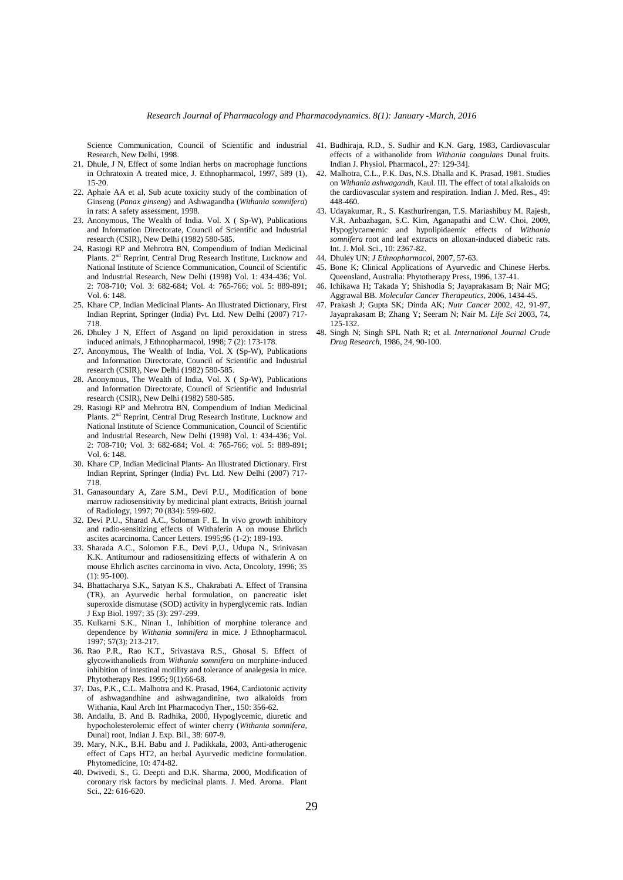Science Communication, Council of Scientific and industrial Research, New Delhi, 1998.

21. Dhule, J N, Effect of some Indian herbs on macrophage functions in Ochratoxin A treated mice, J. Ethnopharmacol, 1997, 589 (1), 15-20.
22. Aphale AA et al, Sub acute toxicity study of the combination of Ginseng (*Panax ginseng*) and Ashwagandha (*Withania somnifera*) in rats: A safety assessment, 1998.
23. Anonymous, The Wealth of India. Vol. X ( Sp-W), Publications and Information Directorate, Council of Scientific and Industrial research (CSIR), New Delhi (1982) 580-585.
24. Rastogi RP and Mehrotra BN, Compendium of Indian Medicinal Plants. 2nd Reprint, Central Drug Research Institute, Lucknow and National Institute of Science Communication, Council of Scientific and Industrial Research, New Delhi (1998) Vol. 1: 434-436; Vol. 2: 708-710; Vol. 3: 682-684; Vol. 4: 765-766; vol. 5: 889-891; Vol. 6: 148.
25. Khare CP, Indian Medicinal Plants- An Illustrated Dictionary, First Indian Reprint, Springer (India) Pvt. Ltd. New Delhi (2007) 717-718.
26. Dhuley J N, Effect of Asgand on lipid peroxidation in stress induced animals, J Ethnopharmacol, 1998; 7 (2): 173-178.
27. Anonymous, The Wealth of India, Vol. X (Sp-W), Publications and Information Directorate, Council of Scientific and Industrial research (CSIR), New Delhi (1982) 580-585.
28. Anonymous, The Wealth of India, Vol. X ( Sp-W), Publications and Information Directorate, Council of Scientific and Industrial research (CSIR), New Delhi (1982) 580-585.
29. Rastogi RP and Mehrotra BN, Compendium of Indian Medicinal Plants. 2nd Reprint, Central Drug Research Institute, Lucknow and National Institute of Science Communication, Council of Scientific and Industrial Research, New Delhi (1998) Vol. 1: 434-436; Vol. 2: 708-710; Vol. 3: 682-684; Vol. 4: 765-766; vol. 5: 889-891; Vol. 6: 148.
30. Khare CP, Indian Medicinal Plants- An Illustrated Dictionary. First Indian Reprint, Springer (India) Pvt. Ltd. New Delhi (2007) 717-718.
31. Ganasoundary A, Zare S.M., Devi P.U., Modification of bone marrow radiosensitivity by medicinal plant extracts, British journal of Radiology, 1997; 70 (834): 599-602.
32. Devi P.U., Sharad A.C., Soloman F. E. In vivo growth inhibitory and radio-sensitizing effects of Withaferin A on mouse Ehrlich ascites acarcinoma. Cancer Letters. 1995;95 (1-2): 189-193.
33. Sharada A.C., Solomon F.E., Devi P,U., Udupa N., Srinivasan K.K. Antitumour and radiosensitizing effects of withaferin A on mouse Ehrlich ascites carcinoma in vivo. Acta, Oncoloty, 1996; 35 (1): 95-100).
34. Bhattacharya S.K., Satyan K.S., Chakrabati A. Effect of Transina (TR), an Ayurvedic herbal formulation, on pancreatic islet superoxide dismutase (SOD) activity in hyperglycemic rats. Indian J Exp Biol. 1997; 35 (3): 297-299.
35. Kulkarni S.K., Ninan I., Inhibition of morphine tolerance and dependence by *Withania somnifera* in mice. J Ethnopharmacol. 1997; 57(3): 213-217.
36. Rao P.R., Rao K.T., Srivastava R.S., Ghosal S. Effect of glycowithanolieds from *Withania somnifera* on morphine-induced inhibition of intestinal motility and tolerance of analegesia in mice. Phytotherapy Res. 1995; 9(1):66-68.
37. Das, P.K., C.L. Malhotra and K. Prasad, 1964, Cardiotonic activity of ashwagandhine and ashwagandinine, two alkaloids from Withania, Kaul Arch Int Pharmacodyn Ther., 150: 356-62.
38. Andallu, B. And B. Radhika, 2000, Hypoglycemic, diuretic and hypocholesterolemic effect of winter cherry (*Withania somnifera*, Dunal) root, Indian J. Exp. Bil., 38: 607-9.
39. Mary, N.K., B.H. Babu and J. Padikkala, 2003, Anti-atherogenic effect of Caps HT2, an herbal Ayurvedic medicine formulation. Phytomedicine, 10: 474-82.
40. Dwivedi, S., G. Deepti and D.K. Sharma, 2000, Modification of coronary risk factors by medicinal plants. J. Med. Aroma. Plant Sci., 22: 616-620.
41. Budhiraja, R.D., S. Sudhir and K.N. Garg, 1983, Cardiovascular effects of a withanolide from *Withania coagulans* Dunal fruits. Indian J. Physiol. Pharmacol., 27: 129-34].
42. Malhotra, C.L., P.K. Das, N.S. Dhalla and K. Prasad, 1981. Studies on *Withania ashwagandh*, Kaul. III. The effect of total alkaloids on the cardiovascular system and respiration. Indian J. Med. Res., 49: 448-460.
43. Udayakumar, R., S. Kasthurirengan, T.S. Mariashibuy M. Rajesh, V.R. Anbazhagan, S.C. Kim, Aganapathi and C.W. Choi, 2009, Hypoglycamemic and hypolipidaemic effects of *Withania somnifera* root and leaf extracts on alloxan-induced diabetic rats. Int. J. Mol. Sci., 10: 2367-82.
44. Dhuley UN; *J Ethnopharmacol*, 2007, 57-63.
45. Bone K; Clinical Applications of Ayurvedic and Chinese Herbs. Queensland, Australia: Phytotherapy Press, 1996, 137-41.
46. Ichikawa H; Takada Y; Shishodia S; Jayaprakasam B; Nair MG; Aggrawal BB. *Molecular Cancer Therapeutics*, 2006, 1434-45.
47. Prakash J; Gupta SK; Dinda AK; *Nutr Cancer* 2002, 42, 91-97, Jayaprakasam B; Zhang Y; Seeram N; Nair M. *Life Sci* 2003, 74, 125-132.
48. Singh N; Singh SPL Nath R; et al. *International Journal Crude Drug Research*, 1986, 24, 90-100.